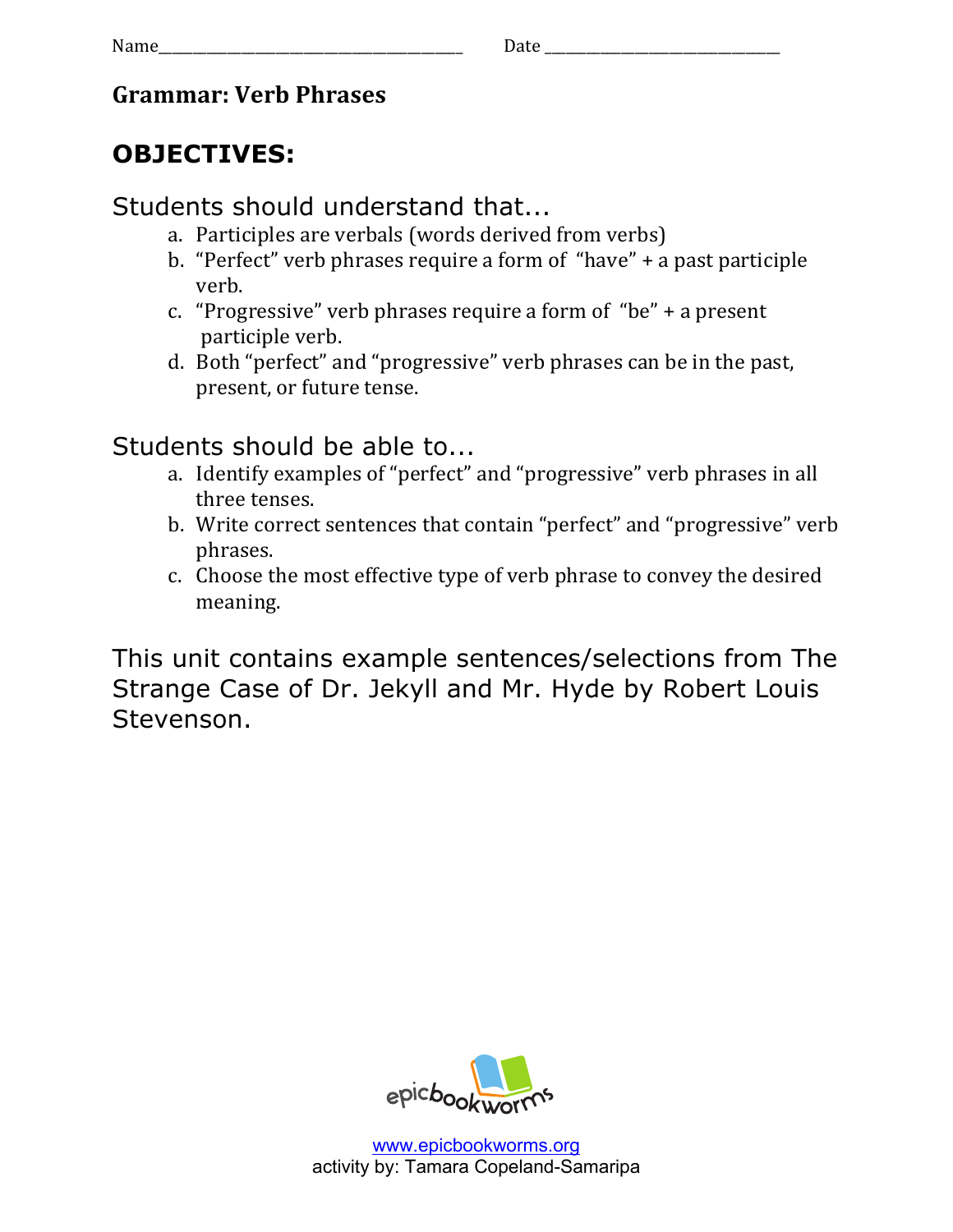Name_______________________________________ Date _____________________________

## Grammar: Verb Phrases

# OBJECTIVES:

### Students should understand that...

a. Participles are verbals (words derived from verbs)
b. "Perfect" verb phrases require a form of "have" + a past participle verb.
c. "Progressive" verb phrases require a form of "be" + a present participle verb.
d. Both "perfect" and "progressive" verb phrases can be in the past, present, or future tense.

### Students should be able to...

a. Identify examples of "perfect" and "progressive" verb phrases in all three tenses.
b. Write correct sentences that contain "perfect" and "progressive" verb phrases.
c. Choose the most effective type of verb phrase to convey the desired meaning.

This unit contains example sentences/selections from The Strange Case of Dr. Jekyll and Mr. Hyde by Robert Louis Stevenson.

epicbookworms

www.epicbookworms.org
activity by: Tamara Copeland-Samaripa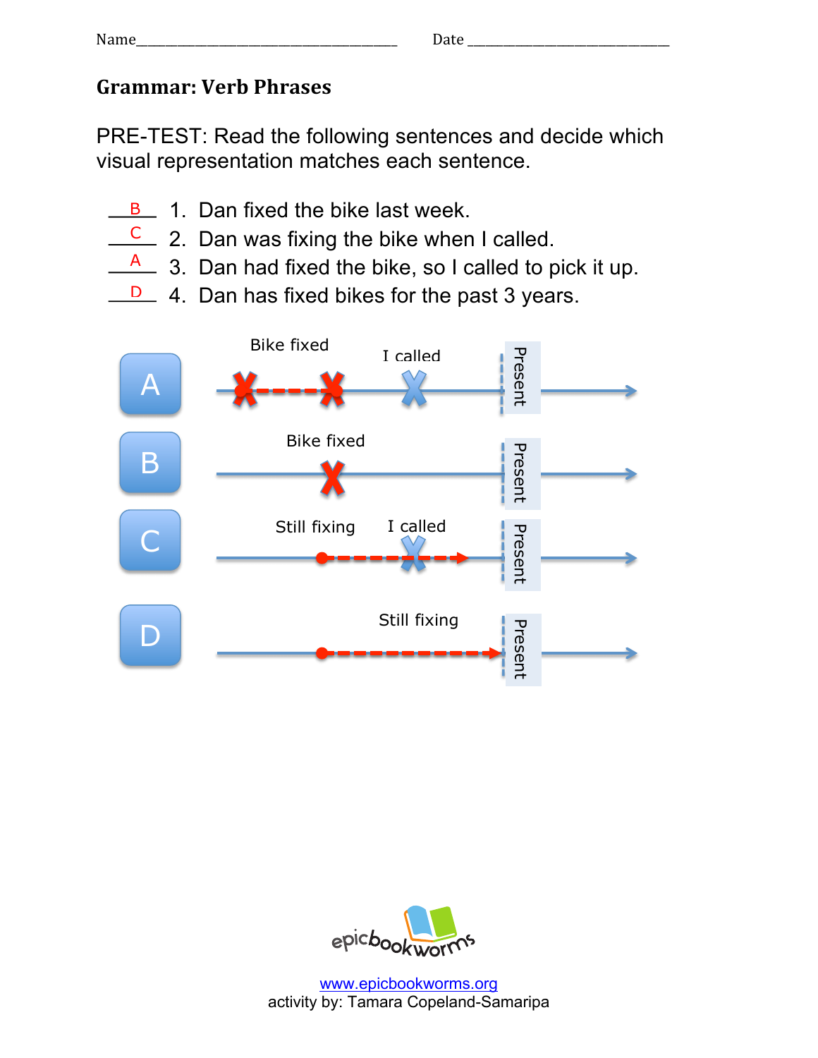Name______________________________ Date ________________________

## Grammar: Verb Phrases

PRE-TEST: Read the following sentences and decide which visual representation matches each sentence.

__B__ 1. Dan fixed the bike last week.
__C__ 2. Dan was fixing the bike when I called.
__A__ 3. Dan had fixed the bike, so I called to pick it up.
__D__ 4. Dan has fixed bikes for the past 3 years.

A — Bike fixed — I called — Present

B — Bike fixed — Present

C — Still fixing — I called — Present

D — Still fixing — Present

www.epicbookworms.org
activity by: Tamara Copeland-Samaripa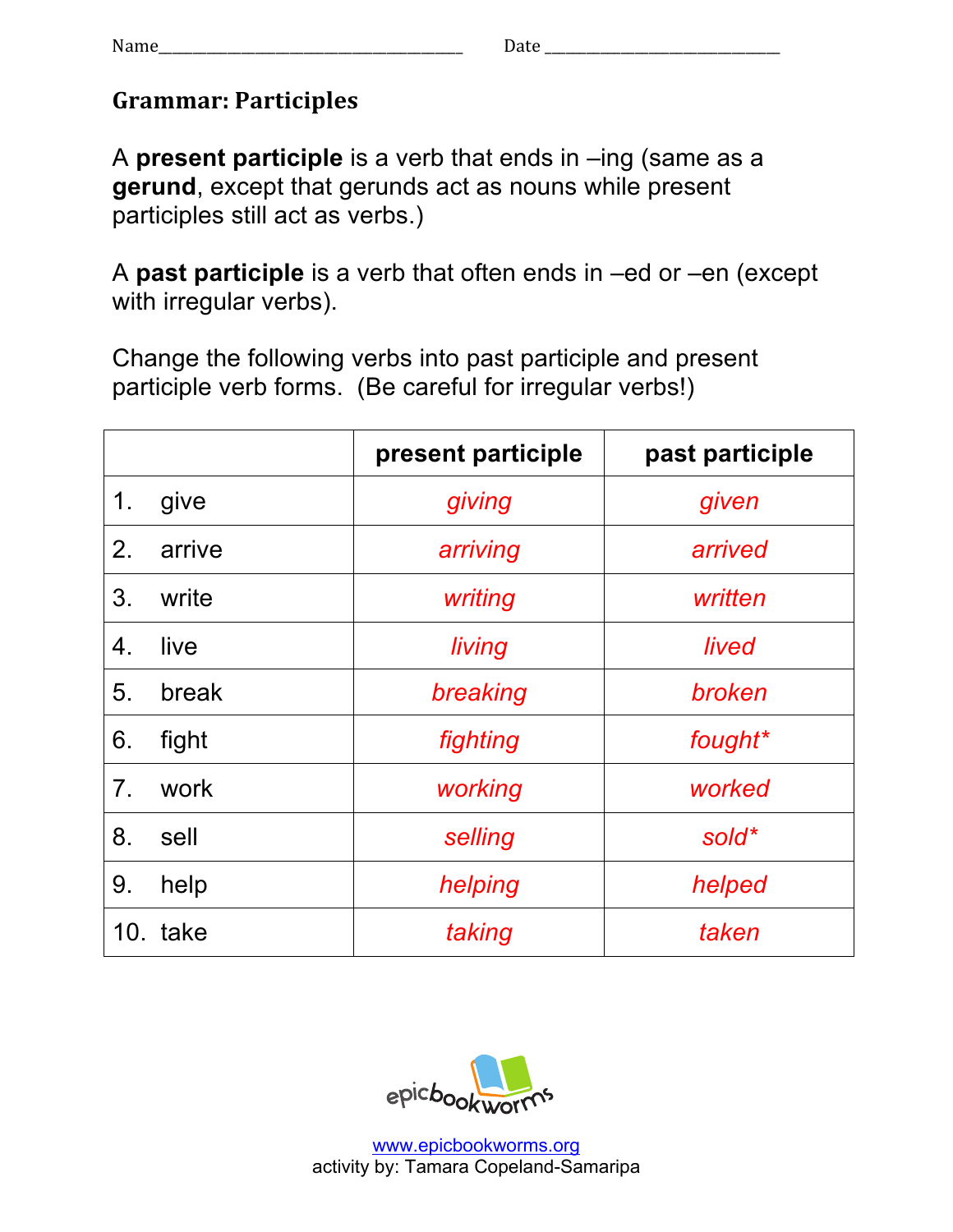Name________________________________________ Date ______________________________

## Grammar: Participles

A **present participle** is a verb that ends in –ing (same as a **gerund**, except that gerunds act as nouns while present participles still act as verbs.)

A **past participle** is a verb that often ends in –ed or –en (except with irregular verbs).

Change the following verbs into past participle and present participle verb forms. (Be careful for irregular verbs!)

| | present participle | past participle |
|---|---|---|
| 1. give | *giving* | *given* |
| 2. arrive | *arriving* | *arrived* |
| 3. write | *writing* | *written* |
| 4. live | *living* | *lived* |
| 5. break | *breaking* | *broken* |
| 6. fight | *fighting* | *fought** |
| 7. work | *working* | *worked* |
| 8. sell | *selling* | *sold** |
| 9. help | *helping* | *helped* |
| 10. take | *taking* | *taken* |

epicbookworms

www.epicbookworms.org
activity by: Tamara Copeland-Samaripa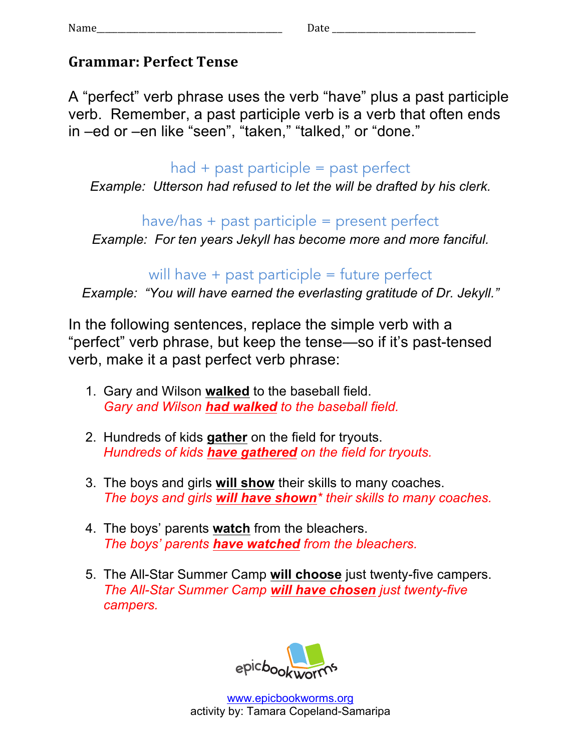Name______________________________ Date ______________________________

## Grammar: Perfect Tense

A "perfect" verb phrase uses the verb "have" plus a past participle verb. Remember, a past participle verb is a verb that often ends in –ed or –en like "seen", "taken," "talked," or "done."

had + past participle = past perfect

*Example: Utterson had refused to let the will be drafted by his clerk.*

have/has + past participle = present perfect

*Example: For ten years Jekyll has become more and more fanciful.*

will have + past participle = future perfect

*Example: "You will have earned the everlasting gratitude of Dr. Jekyll."*

In the following sentences, replace the simple verb with a "perfect" verb phrase, but keep the tense—so if it's past-tensed verb, make it a past perfect verb phrase:

1. Gary and Wilson **walked** to the baseball field.
   *Gary and Wilson **had walked** to the baseball field.*

2. Hundreds of kids **gather** on the field for tryouts.
   *Hundreds of kids **have gathered** on the field for tryouts.*

3. The boys and girls **will show** their skills to many coaches.
   *The boys and girls **will have shown*** their skills to many coaches.*

4. The boys' parents **watch** from the bleachers.
   *The boys' parents **have watched** from the bleachers.*

5. The All-Star Summer Camp **will choose** just twenty-five campers.
   *The All-Star Summer Camp **will have chosen** just twenty-five campers.*

epicbookworms

www.epicbookworms.org

activity by: Tamara Copeland-Samaripa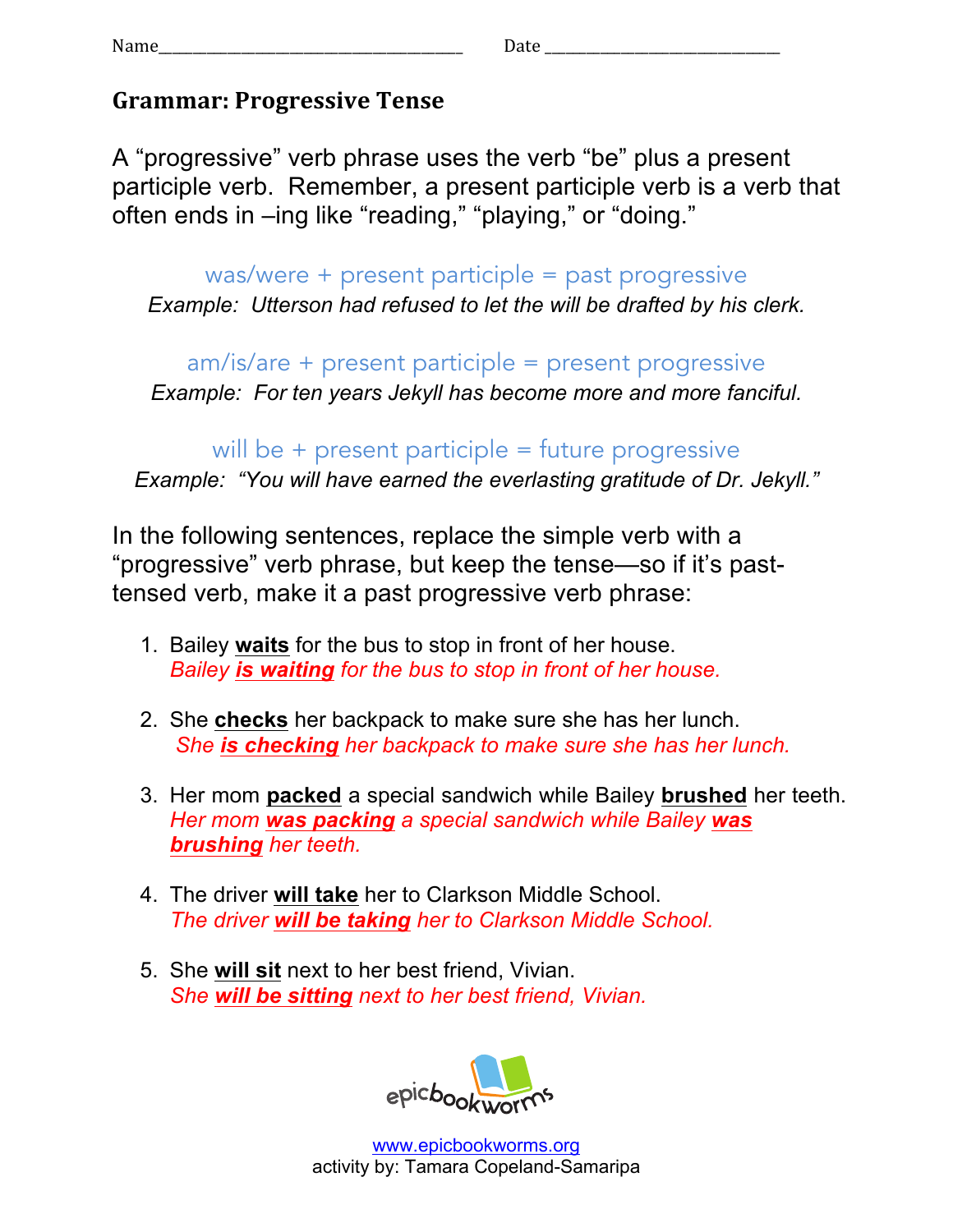Name_________________________________ Date ___________________________

## Grammar: Progressive Tense

A "progressive" verb phrase uses the verb "be" plus a present participle verb. Remember, a present participle verb is a verb that often ends in –ing like "reading," "playing," or "doing."

was/were + present participle = past progressive

*Example: Utterson had refused to let the will be drafted by his clerk.*

am/is/are + present participle = present progressive

*Example: For ten years Jekyll has become more and more fanciful.*

will be + present participle = future progressive

*Example: "You will have earned the everlasting gratitude of Dr. Jekyll."*

In the following sentences, replace the simple verb with a "progressive" verb phrase, but keep the tense—so if it's past-tensed verb, make it a past progressive verb phrase:

1. Bailey **waits** for the bus to stop in front of her house.
   *Bailey **is waiting** for the bus to stop in front of her house.*

2. She **checks** her backpack to make sure she has her lunch.
   *She **is checking** her backpack to make sure she has her lunch.*

3. Her mom **packed** a special sandwich while Bailey **brushed** her teeth.
   *Her mom **was packing** a special sandwich while Bailey **was brushing** her teeth.*

4. The driver **will take** her to Clarkson Middle School.
   *The driver **will be taking** her to Clarkson Middle School.*

5. She **will sit** next to her best friend, Vivian.
   *She **will be sitting** next to her best friend, Vivian.*

epicbookworms

www.epicbookworms.org

activity by: Tamara Copeland-Samaripa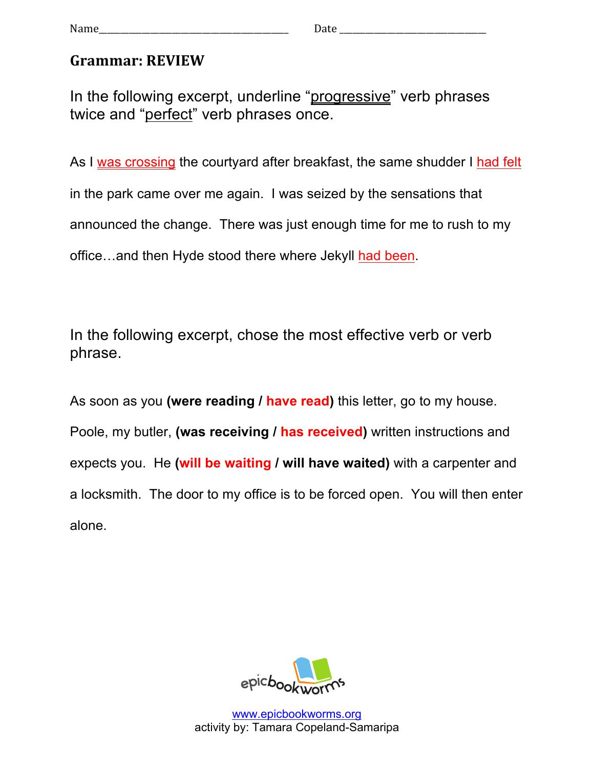Name_______________________________ Date _________________________

# Grammar: REVIEW

In the following excerpt, underline "progressive" verb phrases twice and "perfect" verb phrases once.

As I was crossing the courtyard after breakfast, the same shudder I had felt in the park came over me again. I was seized by the sensations that announced the change. There was just enough time for me to rush to my office…and then Hyde stood there where Jekyll had been.

In the following excerpt, chose the most effective verb or verb phrase.

As soon as you **(were reading / have read)** this letter, go to my house. Poole, my butler, **(was receiving / has received)** written instructions and expects you. He **(will be waiting / will have waited)** with a carpenter and a locksmith. The door to my office is to be forced open. You will then enter alone.

epicbookworms

www.epicbookworms.org
activity by: Tamara Copeland-Samaripa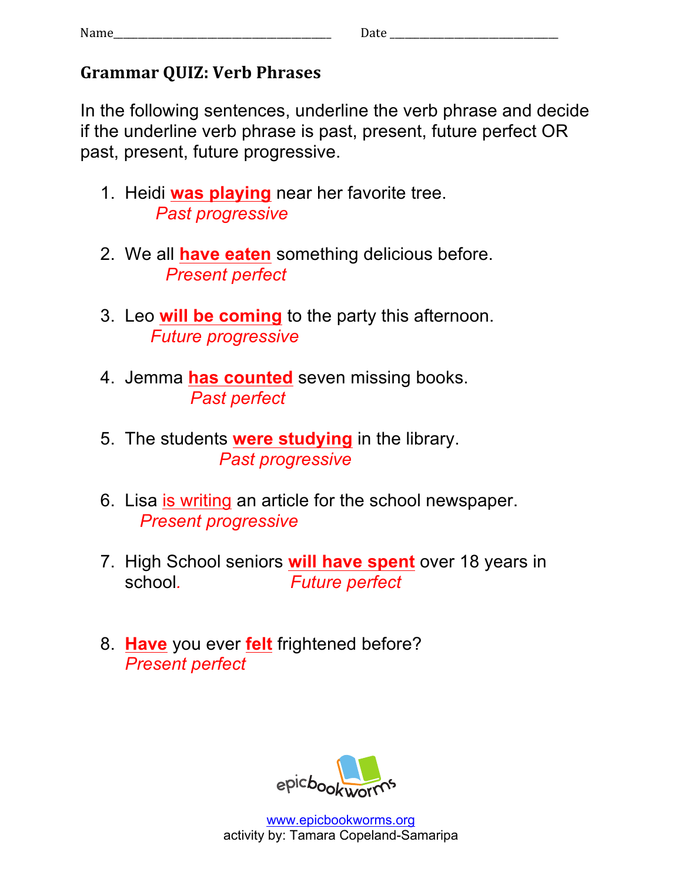Name_____________________________________ Date ______________________________

**Grammar QUIZ: Verb Phrases**

In the following sentences, underline the verb phrase and decide if the underline verb phrase is past, present, future perfect OR past, present, future progressive.

1. Heidi **was playing** near her favorite tree.
   *Past progressive*

2. We all **have eaten** something delicious before.
   *Present perfect*

3. Leo **will be coming** to the party this afternoon.
   *Future progressive*

4. Jemma **has counted** seven missing books.
   *Past perfect*

5. The students **were studying** in the library.
   *Past progressive*

6. Lisa is writing an article for the school newspaper.
   *Present progressive*

7. High School seniors **will have spent** over 18 years in school. *Future perfect*

8. **Have** you ever **felt** frightened before?
   *Present perfect*

epicbookworms

www.epicbookworms.org
activity by: Tamara Copeland-Samaripa